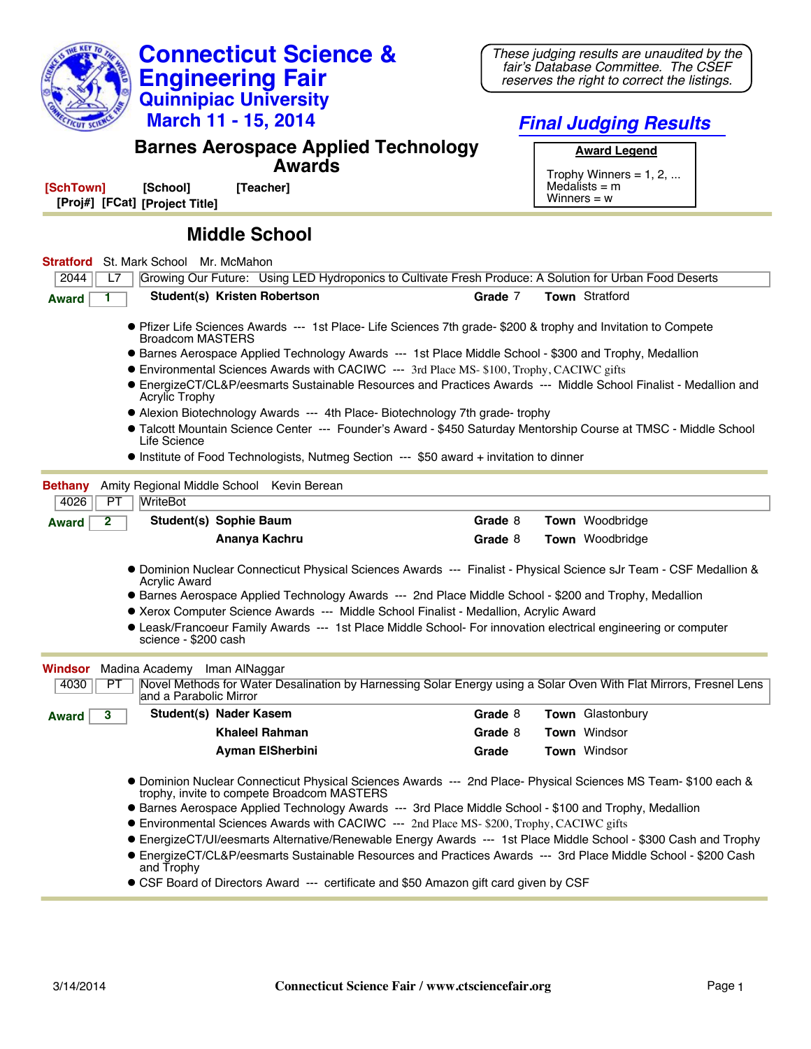# Connecticut Science & Engineering Fair

## Quinnipiac University

## March 11 - 15, 2014

*These judging results are unaudited by the fair's Database Committee. The CSEF reserves the right to correct the listings.*

## *Final Judging Results*

## Barnes Aerospace Applied Technology Awards

**Award Legend**

Trophy Winners = 1, 2, ...
Medalists = m
Winners = w

**[SchTown]** **[School]** **[Teacher]**
**[Proj#]** **[FCat]** **[Project Title]**

## Middle School

**Stratford** St. Mark School Mr. McMahon

2044 | L7 | Growing Our Future: Using LED Hydroponics to Cultivate Fresh Produce: A Solution for Urban Food Deserts

**Award** 1 — **Student(s)** **Kristen Robertson** **Grade** 7 **Town** Stratford

- Pfizer Life Sciences Awards --- 1st Place- Life Sciences 7th grade- $200 & trophy and Invitation to Compete Broadcom MASTERS
- Barnes Aerospace Applied Technology Awards --- 1st Place Middle School - $300 and Trophy, Medallion
- Environmental Sciences Awards with CACIWC --- 3rd Place MS- $100, Trophy, CACIWC gifts
- EnergizeCT/CL&P/eesmarts Sustainable Resources and Practices Awards --- Middle School Finalist - Medallion and Acrylic Trophy
- Alexion Biotechnology Awards --- 4th Place- Biotechnology 7th grade- trophy
- Talcott Mountain Science Center --- Founder's Award - $450 Saturday Mentorship Course at TMSC - Middle School Life Science
- Institute of Food Technologists, Nutmeg Section --- $50 award + invitation to dinner

---

**Bethany** Amity Regional Middle School Kevin Berean

4026 | PT | WriteBot

**Award** 2 — **Student(s)** **Sophie Baum** **Grade** 8 **Town** Woodbridge
**Ananya Kachru** **Grade** 8 **Town** Woodbridge

- Dominion Nuclear Connecticut Physical Sciences Awards --- Finalist - Physical Science sJr Team - CSF Medallion & Acrylic Award
- Barnes Aerospace Applied Technology Awards --- 2nd Place Middle School - $200 and Trophy, Medallion
- Xerox Computer Science Awards --- Middle School Finalist - Medallion, Acrylic Award
- Leask/Francoeur Family Awards --- 1st Place Middle School- For innovation electrical engineering or computer science - $200 cash

---

**Windsor** Madina Academy Iman AlNaggar

4030 | PT | Novel Methods for Water Desalination by Harnessing Solar Energy using a Solar Oven With Flat Mirrors, Fresnel Lens and a Parabolic Mirror

**Award** 3 — **Student(s)** **Nader Kasem** **Grade** 8 **Town** Glastonbury
**Khaleel Rahman** **Grade** 8 **Town** Windsor
**Ayman ElSherbini** **Grade** **Town** Windsor

- Dominion Nuclear Connecticut Physical Sciences Awards --- 2nd Place- Physical Sciences MS Team- $100 each & trophy, invite to compete Broadcom MASTERS
- Barnes Aerospace Applied Technology Awards --- 3rd Place Middle School - $100 and Trophy, Medallion
- Environmental Sciences Awards with CACIWC --- 2nd Place MS- $200, Trophy, CACIWC gifts
- EnergizeCT/UI/eesmarts Alternative/Renewable Energy Awards --- 1st Place Middle School - $300 Cash and Trophy
- EnergizeCT/CL&P/eesmarts Sustainable Resources and Practices Awards --- 3rd Place Middle School - $200 Cash and Trophy
- CSF Board of Directors Award --- certificate and $50 Amazon gift card given by CSF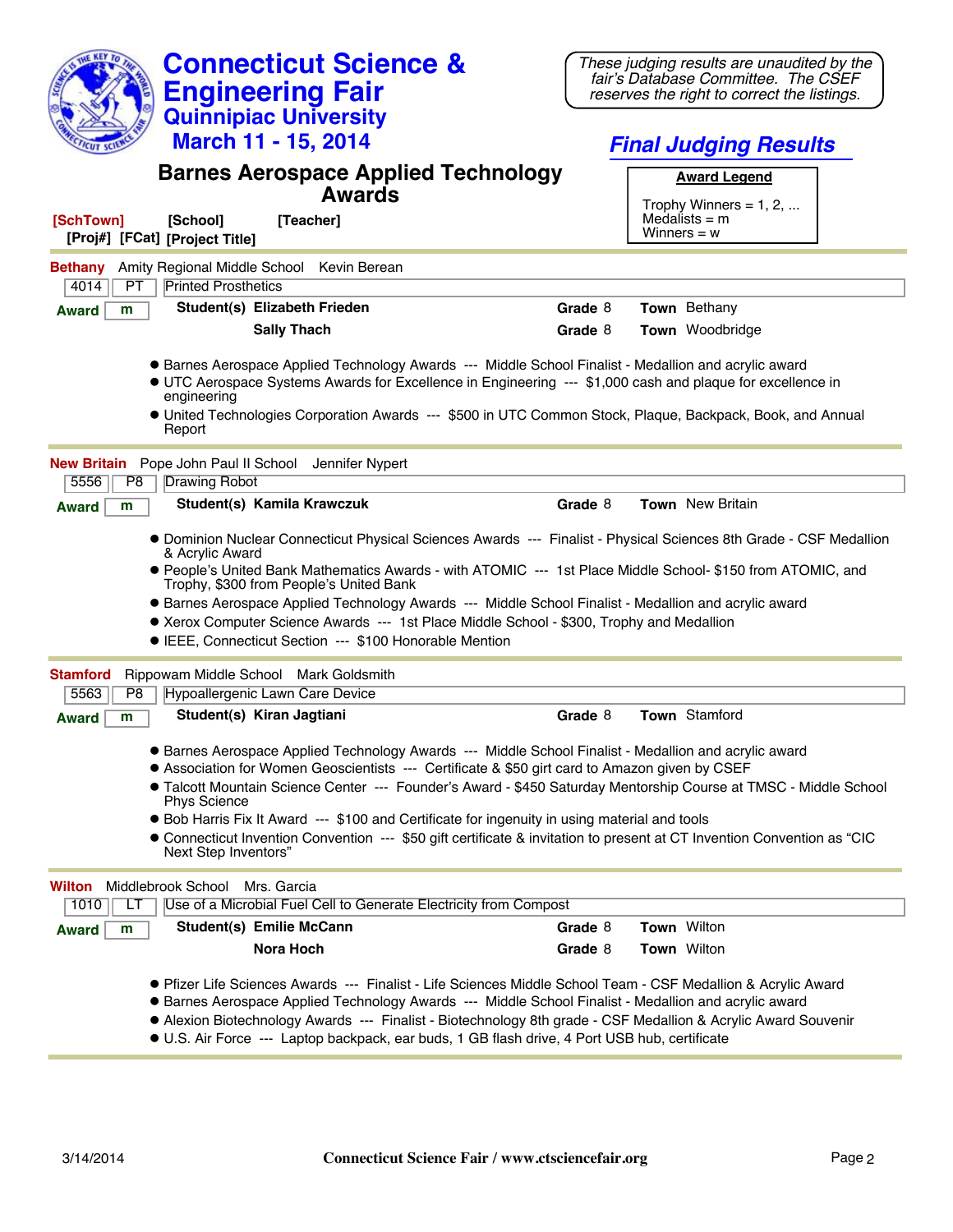# Connecticut Science & Engineering Fair

## Quinnipiac University

## March 11 - 15, 2014

*These judging results are unaudited by the fair's Database Committee. The CSEF reserves the right to correct the listings.*

## *Final Judging Results*

## Barnes Aerospace Applied Technology Awards

**Award Legend**

Trophy Winners = 1, 2, ...
Medalists = m
Winners = w

**[SchTown] [School] [Teacher]**
**[Proj#] [FCat] [Project Title]**

---

**Bethany** Amity Regional Middle School Kevin Berean

| 4014 | PT | Printed Prosthetics |
|---|---|---|

**Award** m **Student(s)** **Elizabeth Frieden** **Grade** 8 **Town** Bethany
**Sally Thach** **Grade** 8 **Town** Woodbridge

- Barnes Aerospace Applied Technology Awards --- Middle School Finalist - Medallion and acrylic award
- UTC Aerospace Systems Awards for Excellence in Engineering --- $1,000 cash and plaque for excellence in engineering
- United Technologies Corporation Awards --- $500 in UTC Common Stock, Plaque, Backpack, Book, and Annual Report

---

**New Britain** Pope John Paul II School Jennifer Nypert

| 5556 | P8 | Drawing Robot |
|---|---|---|

**Award** m **Student(s)** **Kamila Krawczuk** **Grade** 8 **Town** New Britain

- Dominion Nuclear Connecticut Physical Sciences Awards --- Finalist - Physical Sciences 8th Grade - CSF Medallion & Acrylic Award
- People's United Bank Mathematics Awards - with ATOMIC --- 1st Place Middle School- $150 from ATOMIC, and Trophy, $300 from People's United Bank
- Barnes Aerospace Applied Technology Awards --- Middle School Finalist - Medallion and acrylic award
- Xerox Computer Science Awards --- 1st Place Middle School - $300, Trophy and Medallion
- IEEE, Connecticut Section --- $100 Honorable Mention

---

**Stamford** Rippowam Middle School Mark Goldsmith

| 5563 | P8 | Hypoallergenic Lawn Care Device |
|---|---|---|

**Award** m **Student(s)** **Kiran Jagtiani** **Grade** 8 **Town** Stamford

- Barnes Aerospace Applied Technology Awards --- Middle School Finalist - Medallion and acrylic award
- Association for Women Geoscientists --- Certificate & $50 girt card to Amazon given by CSEF
- Talcott Mountain Science Center --- Founder's Award - $450 Saturday Mentorship Course at TMSC - Middle School Phys Science
- Bob Harris Fix It Award --- $100 and Certificate for ingenuity in using material and tools
- Connecticut Invention Convention --- $50 gift certificate & invitation to present at CT Invention Convention as "CIC Next Step Inventors"

---

**Wilton** Middlebrook School Mrs. Garcia

| 1010 | LT | Use of a Microbial Fuel Cell to Generate Electricity from Compost |
|---|---|---|

**Award** m **Student(s)** **Emilie McCann** **Grade** 8 **Town** Wilton
**Nora Hoch** **Grade** 8 **Town** Wilton

- Pfizer Life Sciences Awards --- Finalist - Life Sciences Middle School Team - CSF Medallion & Acrylic Award
- Barnes Aerospace Applied Technology Awards --- Middle School Finalist - Medallion and acrylic award
- Alexion Biotechnology Awards --- Finalist - Biotechnology 8th grade - CSF Medallion & Acrylic Award Souvenir
- U.S. Air Force --- Laptop backpack, ear buds, 1 GB flash drive, 4 Port USB hub, certificate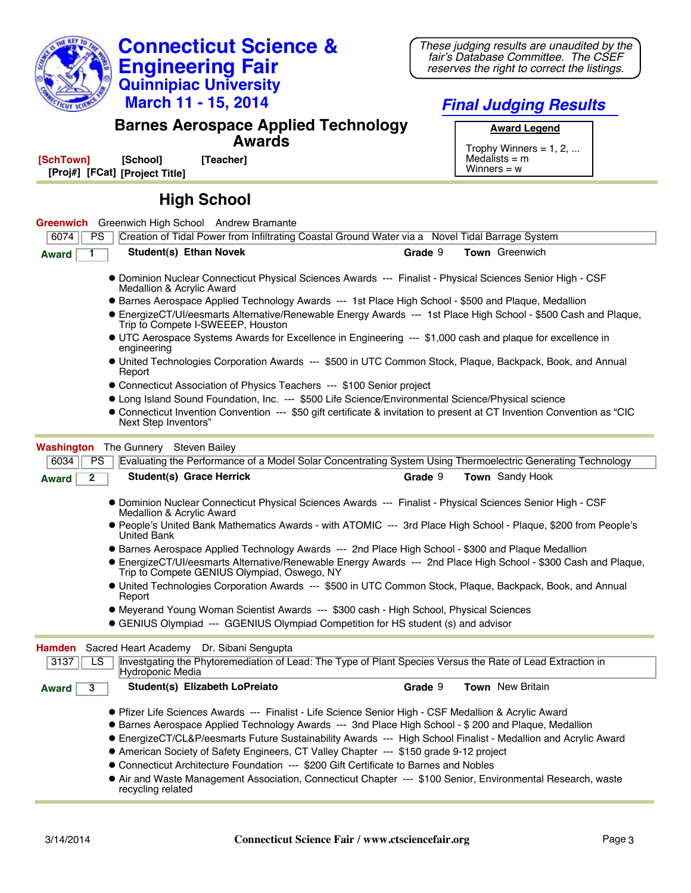# Connecticut Science & Engineering Fair

## Quinnipiac University

## March 11 - 15, 2014

*These judging results are unaudited by the fair's Database Committee. The CSEF reserves the right to correct the listings.*

## *Final Judging Results*

## Barnes Aerospace Applied Technology Awards

**Award Legend**

Trophy Winners = 1, 2, ...
Medalists = m
Winners = w

**[SchTown]** **[School]** **[Teacher]**
**[Proj#]** **[FCat]** **[Project Title]**

### High School

**Greenwich** Greenwich High School Andrew Bramante

6074 | PS | Creation of Tidal Power from Infiltrating Coastal Ground Water via a Novel Tidal Barrage System

**Award** 1 **Student(s)** **Ethan Novek** **Grade** 9 **Town** Greenwich

- Dominion Nuclear Connecticut Physical Sciences Awards --- Finalist - Physical Sciences Senior High - CSF Medallion & Acrylic Award
- Barnes Aerospace Applied Technology Awards --- 1st Place High School - $500 and Plaque, Medallion
- EnergizeCT/UI/eesmarts Alternative/Renewable Energy Awards --- 1st Place High School - $500 Cash and Plaque, Trip to Compete I-SWEEEP, Houston
- UTC Aerospace Systems Awards for Excellence in Engineering --- $1,000 cash and plaque for excellence in engineering
- United Technologies Corporation Awards --- $500 in UTC Common Stock, Plaque, Backpack, Book, and Annual Report
- Connecticut Association of Physics Teachers --- $100 Senior project
- Long Island Sound Foundation, Inc. --- $500 Life Science/Environmental Science/Physical science
- Connecticut Invention Convention --- $50 gift certificate & invitation to present at CT Invention Convention as "CIC Next Step Inventors"

---

**Washington** The Gunnery Steven Bailey

6034 | PS | Evaluating the Performance of a Model Solar Concentrating System Using Thermoelectric Generating Technology

**Award** 2 **Student(s)** **Grace Herrick** **Grade** 9 **Town** Sandy Hook

- Dominion Nuclear Connecticut Physical Sciences Awards --- Finalist - Physical Sciences Senior High - CSF Medallion & Acrylic Award
- People's United Bank Mathematics Awards - with ATOMIC --- 3rd Place High School - Plaque, $200 from People's United Bank
- Barnes Aerospace Applied Technology Awards --- 2nd Place High School - $300 and Plaque Medallion
- EnergizeCT/UI/eesmarts Alternative/Renewable Energy Awards --- 2nd Place High School - $300 Cash and Plaque, Trip to Compete GENIUS Olympiad, Oswego, NY
- United Technologies Corporation Awards --- $500 in UTC Common Stock, Plaque, Backpack, Book, and Annual Report
- Meyerand Young Woman Scientist Awards --- $300 cash - High School, Physical Sciences
- GENIUS Olympiad --- GGENIUS Olympiad Competition for HS student (s) and advisor

---

**Hamden** Sacred Heart Academy Dr. Sibani Sengupta

3137 | LS | Investgating the Phytoremediation of Lead: The Type of Plant Species Versus the Rate of Lead Extraction in Hydroponic Media

**Award** 3 **Student(s)** **Elizabeth LoPreiato** **Grade** 9 **Town** New Britain

- Pfizer Life Sciences Awards --- Finalist - Life Science Senior High - CSF Medallion & Acrylic Award
- Barnes Aerospace Applied Technology Awards --- 3nd Place High School - $ 200 and Plaque, Medallion
- EnergizeCT/CL&P/eesmarts Future Sustainability Awards --- High School Finalist - Medallion and Acrylic Award
- American Society of Safety Engineers, CT Valley Chapter --- $150 grade 9-12 project
- Connecticut Architecture Foundation --- $200 Gift Certificate to Barnes and Nobles
- Air and Waste Management Association, Connecticut Chapter --- $100 Senior, Environmental Research, waste recycling related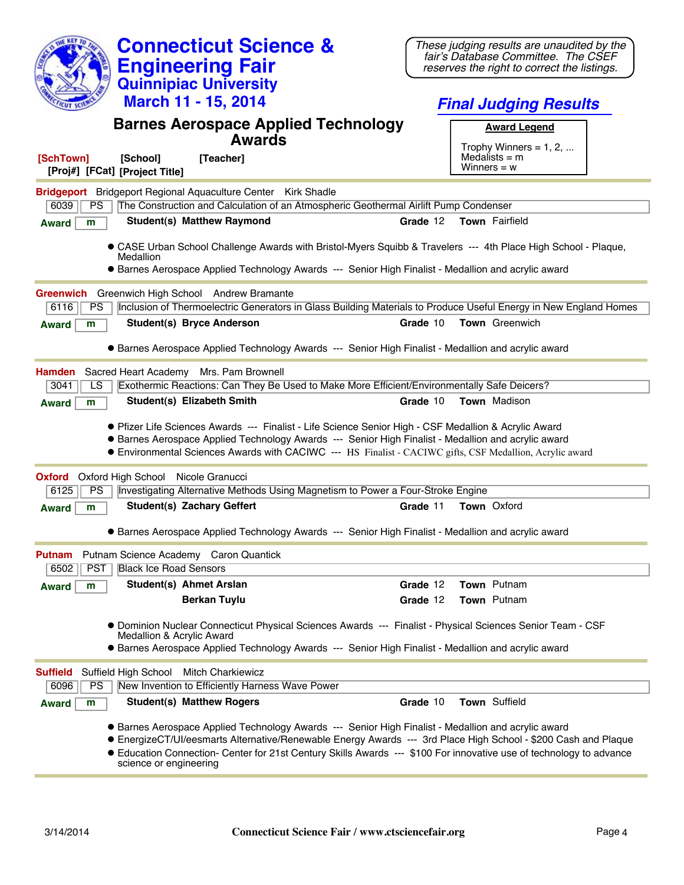# Connecticut Science & Engineering Fair

## Quinnipiac University

## March 11 - 15, 2014

*These judging results are unaudited by the fair's Database Committee. The CSEF reserves the right to correct the listings.*

## *Final Judging Results*

## Barnes Aerospace Applied Technology Awards

**Award Legend**

Trophy Winners = 1, 2, ...
Medalists = m
Winners = w

**[SchTown]** **[School]** **[Teacher]**
**[Proj#]** **[FCat]** **[Project Title]**

---

**Bridgeport** Bridgeport Regional Aquaculture Center Kirk Shadle

6039 | PS | The Construction and Calculation of an Atmospheric Geothermal Airlift Pump Condenser

**Award** m **Student(s) Matthew Raymond** **Grade** 12 **Town** Fairfield

- CASE Urban School Challenge Awards with Bristol-Myers Squibb & Travelers --- 4th Place High School - Plaque, Medallion
- Barnes Aerospace Applied Technology Awards --- Senior High Finalist - Medallion and acrylic award

---

**Greenwich** Greenwich High School Andrew Bramante

6116 | PS | Inclusion of Thermoelectric Generators in Glass Building Materials to Produce Useful Energy in New England Homes

**Award** m **Student(s) Bryce Anderson** **Grade** 10 **Town** Greenwich

- Barnes Aerospace Applied Technology Awards --- Senior High Finalist - Medallion and acrylic award

---

**Hamden** Sacred Heart Academy Mrs. Pam Brownell

3041 | LS | Exothermic Reactions: Can They Be Used to Make More Efficient/Environmentally Safe Deicers?

**Award** m **Student(s) Elizabeth Smith** **Grade** 10 **Town** Madison

- Pfizer Life Sciences Awards --- Finalist - Life Science Senior High - CSF Medallion & Acrylic Award
- Barnes Aerospace Applied Technology Awards --- Senior High Finalist - Medallion and acrylic award
- Environmental Sciences Awards with CACIWC --- HS Finalist - CACIWC gifts, CSF Medallion, Acrylic award

---

**Oxford** Oxford High School Nicole Granucci

6125 | PS | Investigating Alternative Methods Using Magnetism to Power a Four-Stroke Engine

**Award** m **Student(s) Zachary Geffert** **Grade** 11 **Town** Oxford

- Barnes Aerospace Applied Technology Awards --- Senior High Finalist - Medallion and acrylic award

---

**Putnam** Putnam Science Academy Caron Quantick

6502 | PST | Black Ice Road Sensors

**Award** m **Student(s) Ahmet Arslan** **Grade** 12 **Town** Putnam
**Berkan Tuylu** **Grade** 12 **Town** Putnam

- Dominion Nuclear Connecticut Physical Sciences Awards --- Finalist - Physical Sciences Senior Team - CSF Medallion & Acrylic Award
- Barnes Aerospace Applied Technology Awards --- Senior High Finalist - Medallion and acrylic award

---

**Suffield** Suffield High School Mitch Charkiewicz

6096 | PS | New Invention to Efficiently Harness Wave Power

**Award** m **Student(s) Matthew Rogers** **Grade** 10 **Town** Suffield

- Barnes Aerospace Applied Technology Awards --- Senior High Finalist - Medallion and acrylic award
- EnergizeCT/UI/eesmarts Alternative/Renewable Energy Awards --- 3rd Place High School - $200 Cash and Plaque
- Education Connection- Center for 21st Century Skills Awards --- $100 For innovative use of technology to advance science or engineering